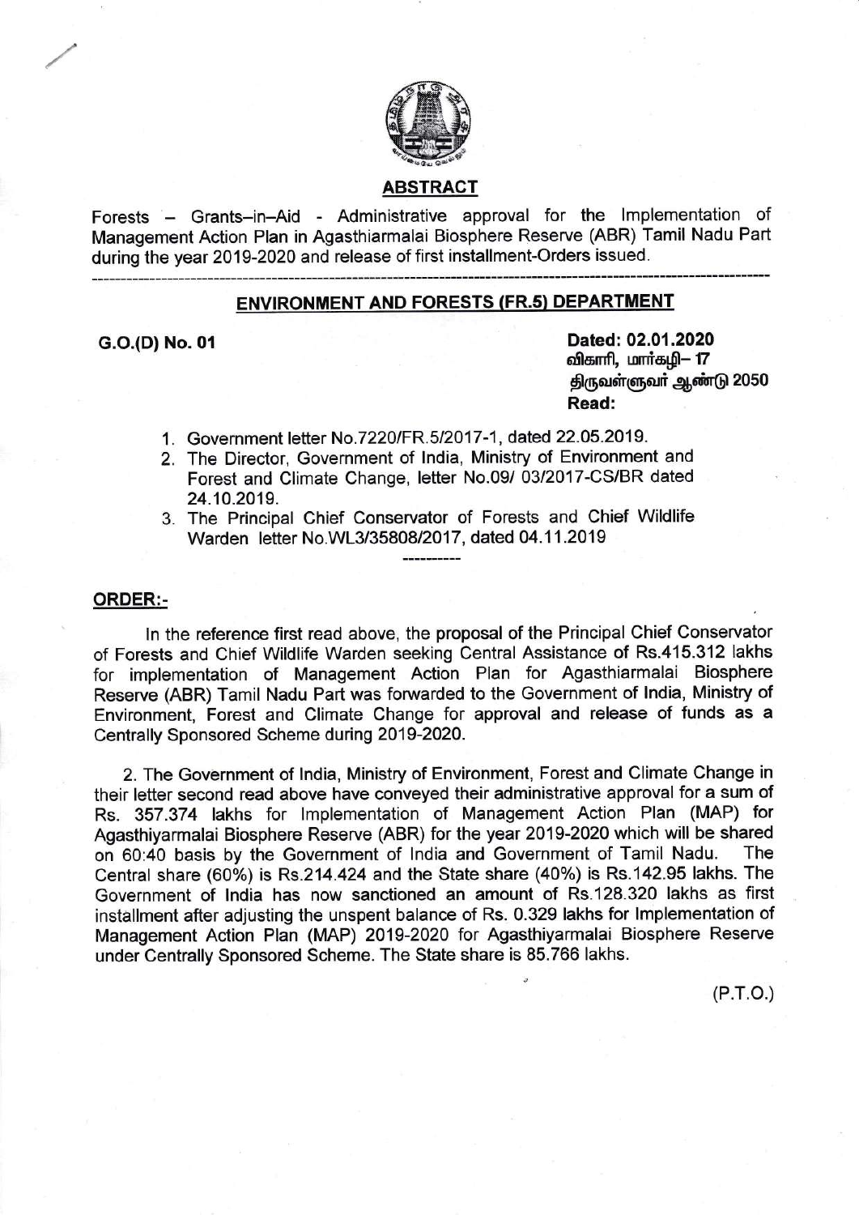## ABSTRACT

Forests – Grants–in–Aid - Administrative approval for the Implementation of Management Action Plan in Agasthiarmalai Biosphere Reserve (ABR) Tamil Nadu Part during the year 2019-2020 and release of first installment-Orders issued.

---

### ENVIRONMENT AND FORESTS (FR.5) DEPARTMENT

**G.O.(D) No. 01**

**Dated: 02.01.2020**
**விகாரி, மார்கழி– 17**
**திருவள்ளுவர் ஆண்டு 2050**
**Read:**

1. Government letter No.7220/FR.5/2017-1, dated 22.05.2019.
2. The Director, Government of India, Ministry of Environment and Forest and Climate Change, letter No.09/ 03/2017-CS/BR dated 24.10.2019.
3. The Principal Chief Conservator of Forests and Chief Wildlife Warden letter No.WL3/35808/2017, dated 04.11.2019

----------

### ORDER:-

In the reference first read above, the proposal of the Principal Chief Conservator of Forests and Chief Wildlife Warden seeking Central Assistance of Rs.415.312 lakhs for implementation of Management Action Plan for Agasthiarmalai Biosphere Reserve (ABR) Tamil Nadu Part was forwarded to the Government of India, Ministry of Environment, Forest and Climate Change for approval and release of funds as a Centrally Sponsored Scheme during 2019-2020.

2. The Government of India, Ministry of Environment, Forest and Climate Change in their letter second read above have conveyed their administrative approval for a sum of Rs. 357.374 lakhs for Implementation of Management Action Plan (MAP) for Agasthiyarmalai Biosphere Reserve (ABR) for the year 2019-2020 which will be shared on 60:40 basis by the Government of India and Government of Tamil Nadu. The Central share (60%) is Rs.214.424 and the State share (40%) is Rs.142.95 lakhs. The Government of India has now sanctioned an amount of Rs.128.320 lakhs as first installment after adjusting the unspent balance of Rs. 0.329 lakhs for Implementation of Management Action Plan (MAP) 2019-2020 for Agasthiyarmalai Biosphere Reserve under Centrally Sponsored Scheme. The State share is 85.766 lakhs.

(P.T.O.)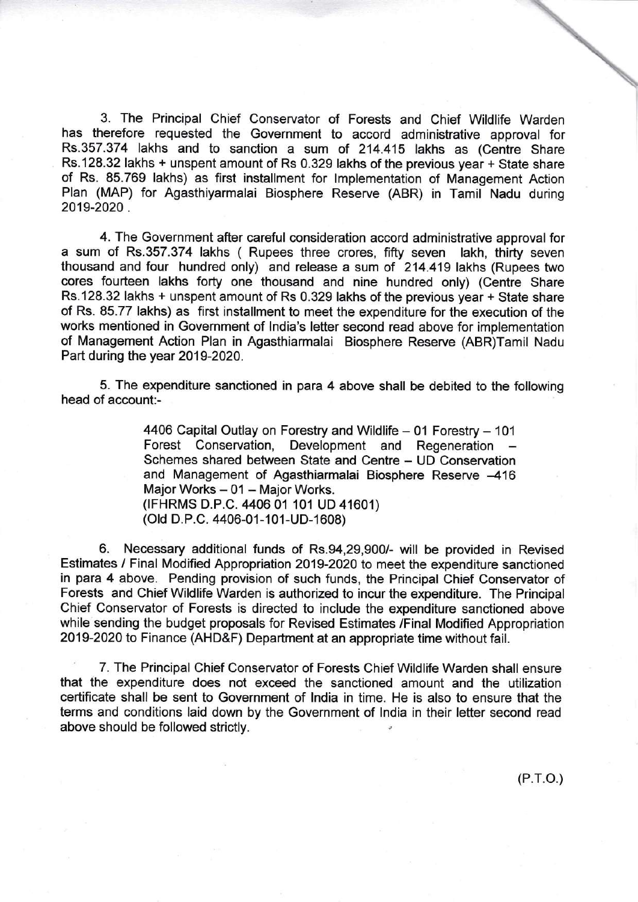3. The Principal Chief Conservator of Forests and Chief Wildlife Warden has therefore requested the Government to accord administrative approval for Rs.357.374 lakhs and to sanction a sum of 214.415 lakhs as (Centre Share Rs.128.32 lakhs + unspent amount of Rs 0.329 lakhs of the previous year + State share of Rs. 85.769 lakhs) as first installment for Implementation of Management Action Plan (MAP) for Agasthiyarmalai Biosphere Reserve (ABR) in Tamil Nadu during 2019-2020 .

4. The Government after careful consideration accord administrative approval for a sum of Rs.357.374 lakhs ( Rupees three crores, fifty seven lakh, thirty seven thousand and four hundred only) and release a sum of 214.419 lakhs (Rupees two cores fourteen lakhs forty one thousand and nine hundred only) (Centre Share Rs.128.32 lakhs + unspent amount of Rs 0.329 lakhs of the previous year + State share of Rs. 85.77 lakhs) as first installment to meet the expenditure for the execution of the works mentioned in Government of India's letter second read above for implementation of Management Action Plan in Agasthiarmalai Biosphere Reserve (ABR)Tamil Nadu Part during the year 2019-2020.

5. The expenditure sanctioned in para 4 above shall be debited to the following head of account:-

> 4406 Capital Outlay on Forestry and Wildlife – 01 Forestry – 101 Forest Conservation, Development and Regeneration – Schemes shared between State and Centre – UD Conservation and Management of Agasthiarmalai Biosphere Reserve –416 Major Works – 01 – Major Works.
> (IFHRMS D.P.C. 4406 01 101 UD 41601)
> (Old D.P.C. 4406-01-101-UD-1608)

6. Necessary additional funds of Rs.94,29,900/- will be provided in Revised Estimates / Final Modified Appropriation 2019-2020 to meet the expenditure sanctioned in para 4 above. Pending provision of such funds, the Principal Chief Conservator of Forests and Chief Wildlife Warden is authorized to incur the expenditure. The Principal Chief Conservator of Forests is directed to include the expenditure sanctioned above while sending the budget proposals for Revised Estimates /Final Modified Appropriation 2019-2020 to Finance (AHD&F) Department at an appropriate time without fail.

7. The Principal Chief Conservator of Forests Chief Wildlife Warden shall ensure that the expenditure does not exceed the sanctioned amount and the utilization certificate shall be sent to Government of India in time. He is also to ensure that the terms and conditions laid down by the Government of India in their letter second read above should be followed strictly.

(P.T.O.)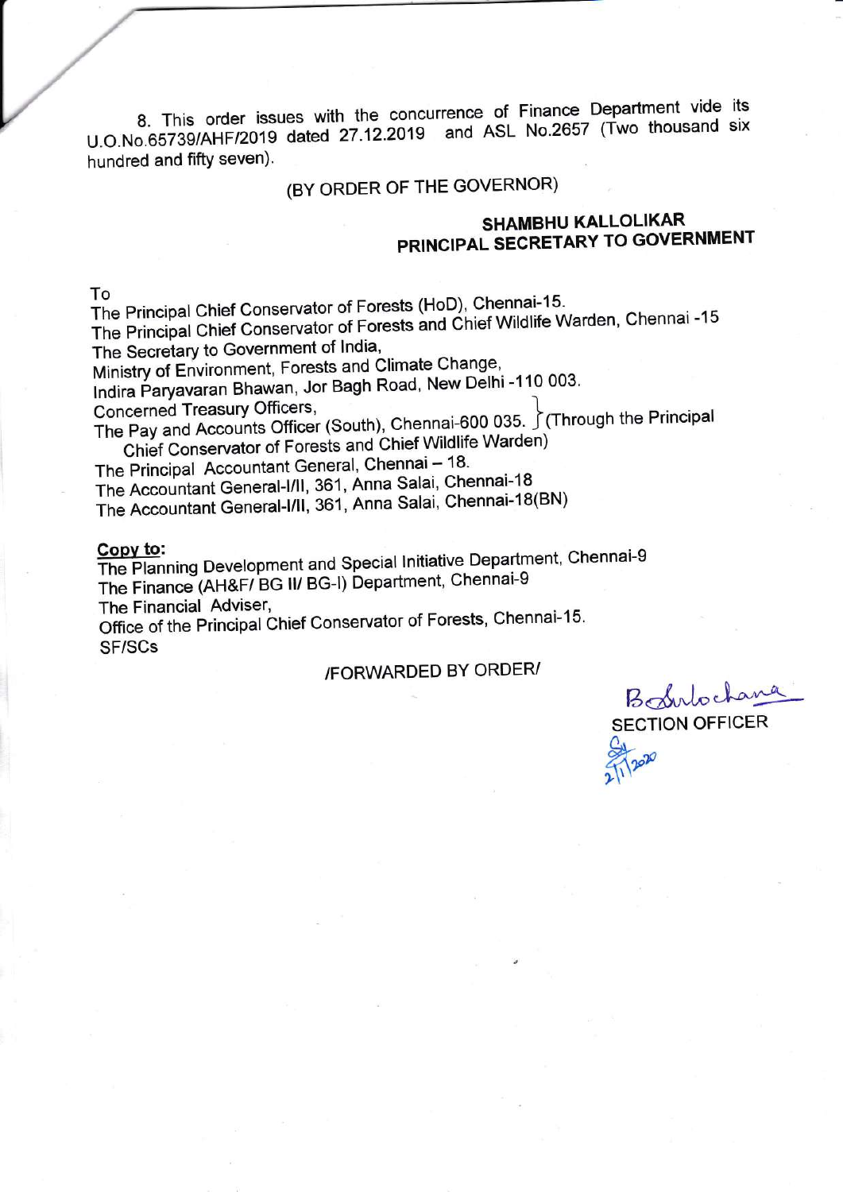8. This order issues with the concurrence of Finance Department vide its U.O.No.65739/AHF/2019 dated 27.12.2019 and ASL No.2657 (Two thousand six hundred and fifty seven).

(BY ORDER OF THE GOVERNOR)

**SHAMBHU KALLOLIKAR**
**PRINCIPAL SECRETARY TO GOVERNMENT**

To
The Principal Chief Conservator of Forests (HoD), Chennai-15.
The Principal Chief Conservator of Forests and Chief Wildlife Warden, Chennai -15
The Secretary to Government of India,
Ministry of Environment, Forests and Climate Change,
Indira Paryavaran Bhawan, Jor Bagh Road, New Delhi -110 003.
Concerned Treasury Officers,
The Pay and Accounts Officer (South), Chennai-600 035. } (Through the Principal Chief Conservator of Forests and Chief Wildlife Warden)
The Principal Accountant General, Chennai – 18.
The Accountant General-I/II, 361, Anna Salai, Chennai-18
The Accountant General-I/II, 361, Anna Salai, Chennai-18(BN)

**Copy to:**
The Planning Development and Special Initiative Department, Chennai-9
The Finance (AH&F/ BG II/ BG-I) Department, Chennai-9
The Financial Adviser,
Office of the Principal Chief Conservator of Forests, Chennai-15.
SF/SCs

/FORWARDED BY ORDER/

Balulochana
SECTION OFFICER
2/1/2020